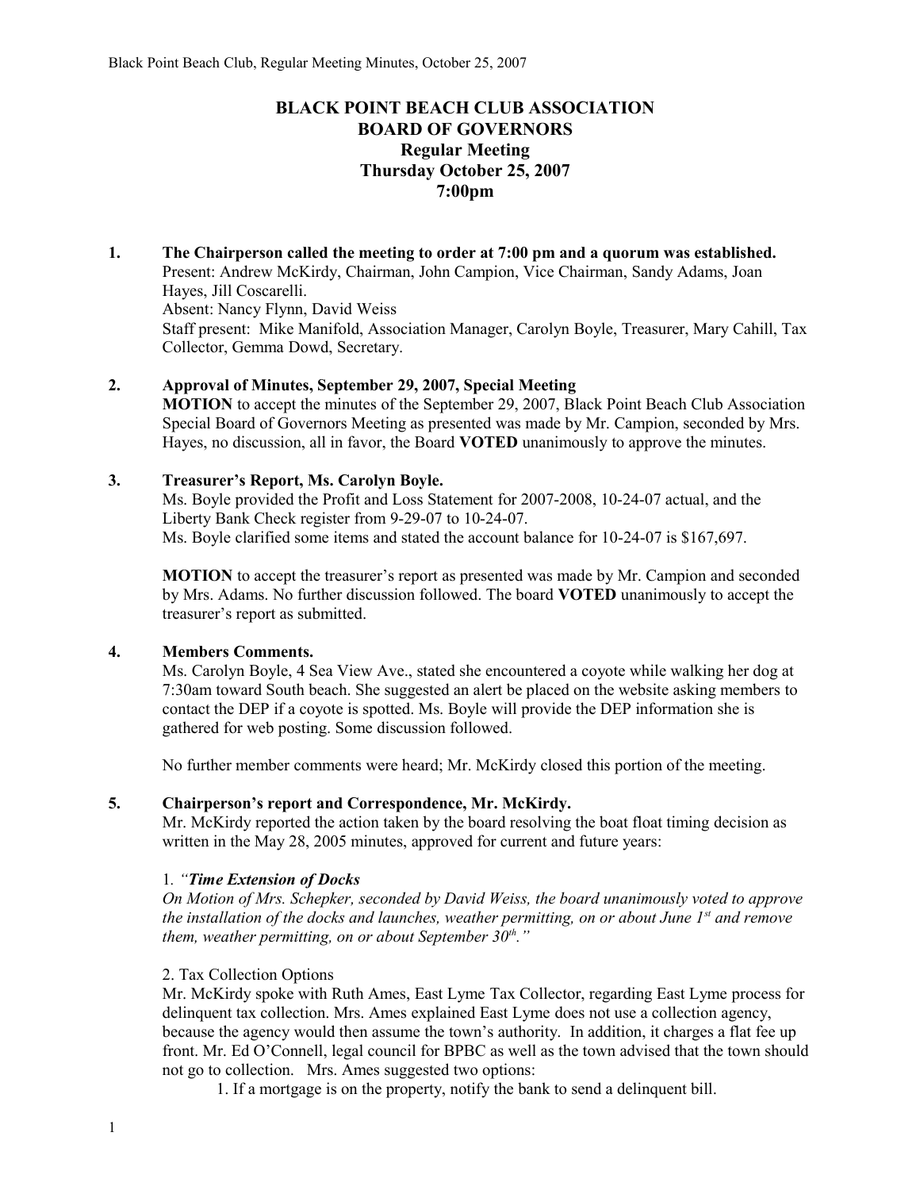# BLACK POINT BEACH CLUB ASSOCIATION
## BOARD OF GOVERNORS
### Regular Meeting
### Thursday October 25, 2007
### 7:00pm

**1. The Chairperson called the meeting to order at 7:00 pm and a quorum was established.**

Present: Andrew McKirdy, Chairman, John Campion, Vice Chairman, Sandy Adams, Joan Hayes, Jill Coscarelli.

Absent: Nancy Flynn, David Weiss

Staff present: Mike Manifold, Association Manager, Carolyn Boyle, Treasurer, Mary Cahill, Tax Collector, Gemma Dowd, Secretary.

**2. Approval of Minutes, September 29, 2007, Special Meeting**

**MOTION** to accept the minutes of the September 29, 2007, Black Point Beach Club Association Special Board of Governors Meeting as presented was made by Mr. Campion, seconded by Mrs. Hayes, no discussion, all in favor, the Board **VOTED** unanimously to approve the minutes.

**3. Treasurer's Report, Ms. Carolyn Boyle.**

Ms. Boyle provided the Profit and Loss Statement for 2007-2008, 10-24-07 actual, and the Liberty Bank Check register from 9-29-07 to 10-24-07.

Ms. Boyle clarified some items and stated the account balance for 10-24-07 is $167,697.

**MOTION** to accept the treasurer's report as presented was made by Mr. Campion and seconded by Mrs. Adams. No further discussion followed. The board **VOTED** unanimously to accept the treasurer's report as submitted.

**4. Members Comments.**

Ms. Carolyn Boyle, 4 Sea View Ave., stated she encountered a coyote while walking her dog at 7:30am toward South beach. She suggested an alert be placed on the website asking members to contact the DEP if a coyote is spotted. Ms. Boyle will provide the DEP information she is gathered for web posting. Some discussion followed.

No further member comments were heard; Mr. McKirdy closed this portion of the meeting.

**5. Chairperson's report and Correspondence, Mr. McKirdy.**

Mr. McKirdy reported the action taken by the board resolving the boat float timing decision as written in the May 28, 2005 minutes, approved for current and future years:

1. *"**Time Extension of Docks***
*On Motion of Mrs. Schepker, seconded by David Weiss, the board unanimously voted to approve the installation of the docks and launches, weather permitting, on or about June 1st and remove them, weather permitting, on or about September 30th."*

2. Tax Collection Options

Mr. McKirdy spoke with Ruth Ames, East Lyme Tax Collector, regarding East Lyme process for delinquent tax collection. Mrs. Ames explained East Lyme does not use a collection agency, because the agency would then assume the town's authority. In addition, it charges a flat fee up front. Mr. Ed O'Connell, legal council for BPBC as well as the town advised that the town should not go to collection. Mrs. Ames suggested two options:

1. If a mortgage is on the property, notify the bank to send a delinquent bill.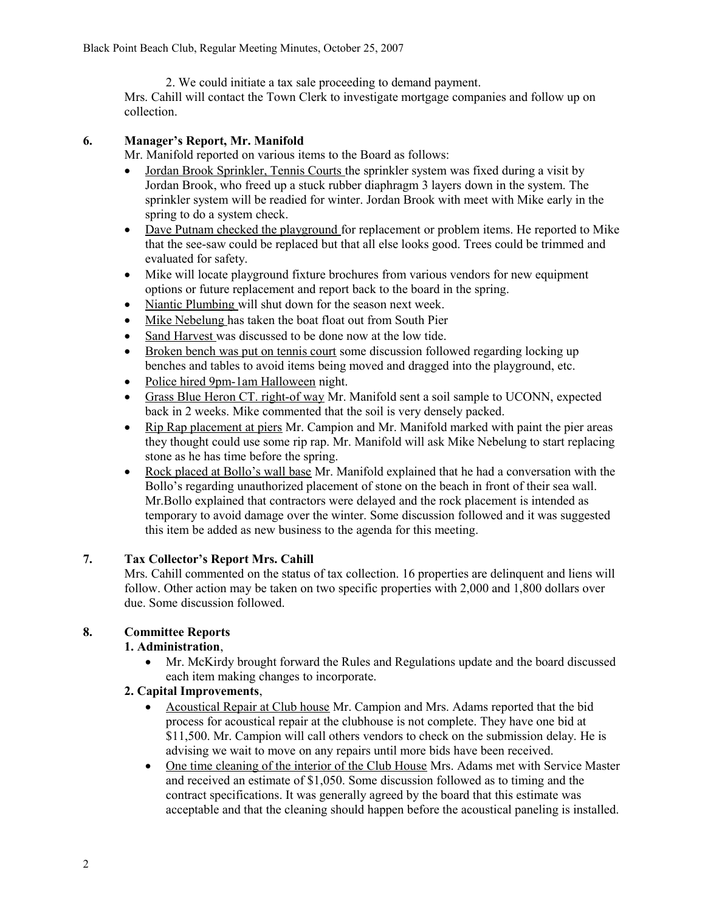2. We could initiate a tax sale proceeding to demand payment.

Mrs. Cahill will contact the Town Clerk to investigate mortgage companies and follow up on collection.

**6. Manager's Report, Mr. Manifold**

Mr. Manifold reported on various items to the Board as follows:

- Jordan Brook Sprinkler, Tennis Courts the sprinkler system was fixed during a visit by Jordan Brook, who freed up a stuck rubber diaphragm 3 layers down in the system. The sprinkler system will be readied for winter. Jordan Brook with meet with Mike early in the spring to do a system check.
- Dave Putnam checked the playground for replacement or problem items. He reported to Mike that the see-saw could be replaced but that all else looks good. Trees could be trimmed and evaluated for safety.
- Mike will locate playground fixture brochures from various vendors for new equipment options or future replacement and report back to the board in the spring.
- Niantic Plumbing will shut down for the season next week.
- Mike Nebelung has taken the boat float out from South Pier
- Sand Harvest was discussed to be done now at the low tide.
- Broken bench was put on tennis court some discussion followed regarding locking up benches and tables to avoid items being moved and dragged into the playground, etc.
- Police hired 9pm-1am Halloween night.
- Grass Blue Heron CT. right-of way Mr. Manifold sent a soil sample to UCONN, expected back in 2 weeks. Mike commented that the soil is very densely packed.
- Rip Rap placement at piers Mr. Campion and Mr. Manifold marked with paint the pier areas they thought could use some rip rap. Mr. Manifold will ask Mike Nebelung to start replacing stone as he has time before the spring.
- Rock placed at Bollo's wall base Mr. Manifold explained that he had a conversation with the Bollo's regarding unauthorized placement of stone on the beach in front of their sea wall. Mr.Bollo explained that contractors were delayed and the rock placement is intended as temporary to avoid damage over the winter. Some discussion followed and it was suggested this item be added as new business to the agenda for this meeting.

**7. Tax Collector's Report Mrs. Cahill**

Mrs. Cahill commented on the status of tax collection. 16 properties are delinquent and liens will follow. Other action may be taken on two specific properties with 2,000 and 1,800 dollars over due. Some discussion followed.

**8. Committee Reports**

**1. Administration**,

- Mr. McKirdy brought forward the Rules and Regulations update and the board discussed each item making changes to incorporate.

**2. Capital Improvements**,

- Acoustical Repair at Club house Mr. Campion and Mrs. Adams reported that the bid process for acoustical repair at the clubhouse is not complete. They have one bid at $11,500. Mr. Campion will call others vendors to check on the submission delay. He is advising we wait to move on any repairs until more bids have been received.
- One time cleaning of the interior of the Club House Mrs. Adams met with Service Master and received an estimate of $1,050. Some discussion followed as to timing and the contract specifications. It was generally agreed by the board that this estimate was acceptable and that the cleaning should happen before the acoustical paneling is installed.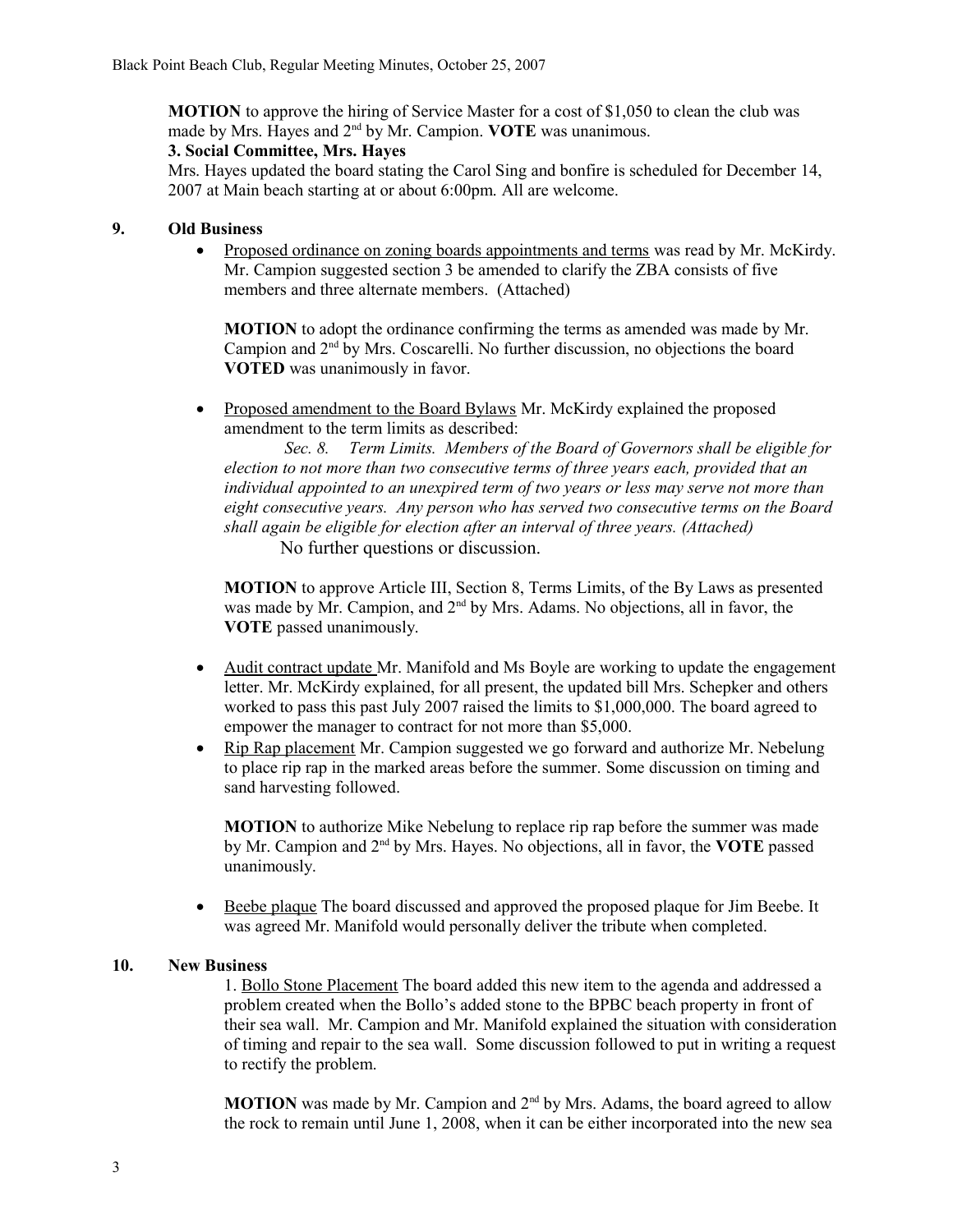**MOTION** to approve the hiring of Service Master for a cost of $1,050 to clean the club was made by Mrs. Hayes and 2nd by Mr. Campion. **VOTE** was unanimous.

**3. Social Committee, Mrs. Hayes**

Mrs. Hayes updated the board stating the Carol Sing and bonfire is scheduled for December 14, 2007 at Main beach starting at or about 6:00pm. All are welcome.

## 9. Old Business

- Proposed ordinance on zoning boards appointments and terms was read by Mr. McKirdy. Mr. Campion suggested section 3 be amended to clarify the ZBA consists of five members and three alternate members. (Attached)

  **MOTION** to adopt the ordinance confirming the terms as amended was made by Mr. Campion and 2nd by Mrs. Coscarelli. No further discussion, no objections the board **VOTED** was unanimously in favor.

- Proposed amendment to the Board Bylaws Mr. McKirdy explained the proposed amendment to the term limits as described:

  *Sec. 8. Term Limits. Members of the Board of Governors shall be eligible for election to not more than two consecutive terms of three years each, provided that an individual appointed to an unexpired term of two years or less may serve not more than eight consecutive years. Any person who has served two consecutive terms on the Board shall again be eligible for election after an interval of three years. (Attached)*

  No further questions or discussion.

  **MOTION** to approve Article III, Section 8, Terms Limits, of the By Laws as presented was made by Mr. Campion, and 2nd by Mrs. Adams. No objections, all in favor, the **VOTE** passed unanimously.

- Audit contract update Mr. Manifold and Ms Boyle are working to update the engagement letter. Mr. McKirdy explained, for all present, the updated bill Mrs. Schepker and others worked to pass this past July 2007 raised the limits to $1,000,000. The board agreed to empower the manager to contract for not more than $5,000.
- Rip Rap placement Mr. Campion suggested we go forward and authorize Mr. Nebelung to place rip rap in the marked areas before the summer. Some discussion on timing and sand harvesting followed.

  **MOTION** to authorize Mike Nebelung to replace rip rap before the summer was made by Mr. Campion and 2nd by Mrs. Hayes. No objections, all in favor, the **VOTE** passed unanimously.

- Beebe plaque The board discussed and approved the proposed plaque for Jim Beebe. It was agreed Mr. Manifold would personally deliver the tribute when completed.

## 10. New Business

1. Bollo Stone Placement The board added this new item to the agenda and addressed a problem created when the Bollo's added stone to the BPBC beach property in front of their sea wall. Mr. Campion and Mr. Manifold explained the situation with consideration of timing and repair to the sea wall. Some discussion followed to put in writing a request to rectify the problem.

   **MOTION** was made by Mr. Campion and 2nd by Mrs. Adams, the board agreed to allow the rock to remain until June 1, 2008, when it can be either incorporated into the new sea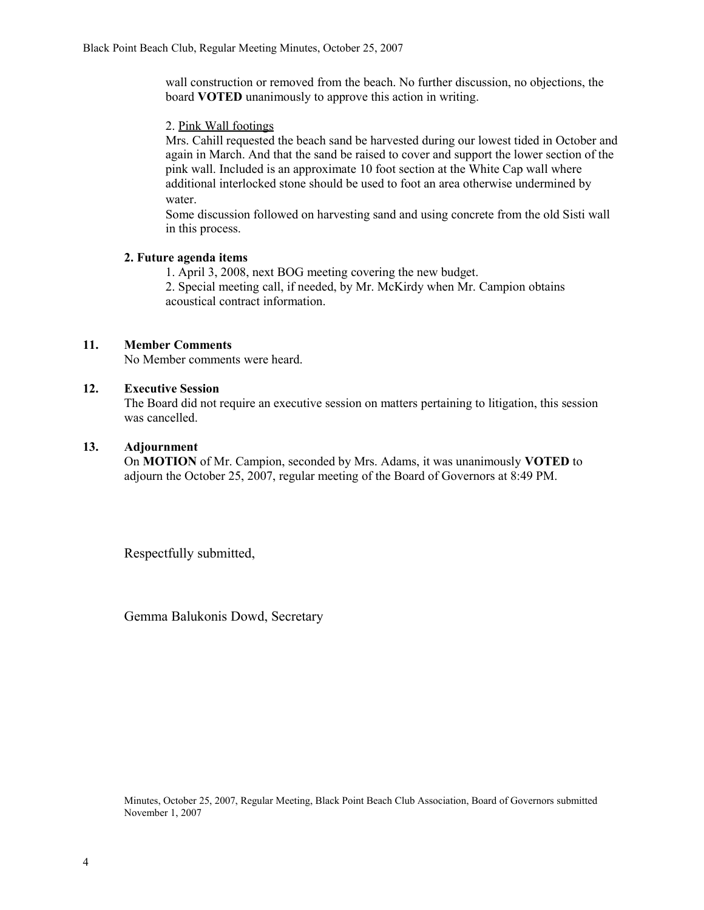wall construction or removed from the beach. No further discussion, no objections, the board **VOTED** unanimously to approve this action in writing.

2. Pink Wall footings

Mrs. Cahill requested the beach sand be harvested during our lowest tided in October and again in March. And that the sand be raised to cover and support the lower section of the pink wall. Included is an approximate 10 foot section at the White Cap wall where additional interlocked stone should be used to foot an area otherwise undermined by water.

Some discussion followed on harvesting sand and using concrete from the old Sisti wall in this process.

**2. Future agenda items**

1. April 3, 2008, next BOG meeting covering the new budget.
2. Special meeting call, if needed, by Mr. McKirdy when Mr. Campion obtains acoustical contract information.

## 11. Member Comments

No Member comments were heard.

## 12. Executive Session

The Board did not require an executive session on matters pertaining to litigation, this session was cancelled.

## 13. Adjournment

On **MOTION** of Mr. Campion, seconded by Mrs. Adams, it was unanimously **VOTED** to adjourn the October 25, 2007, regular meeting of the Board of Governors at 8:49 PM.

Respectfully submitted,

Gemma Balukonis Dowd, Secretary

Minutes, October 25, 2007, Regular Meeting, Black Point Beach Club Association, Board of Governors submitted November 1, 2007